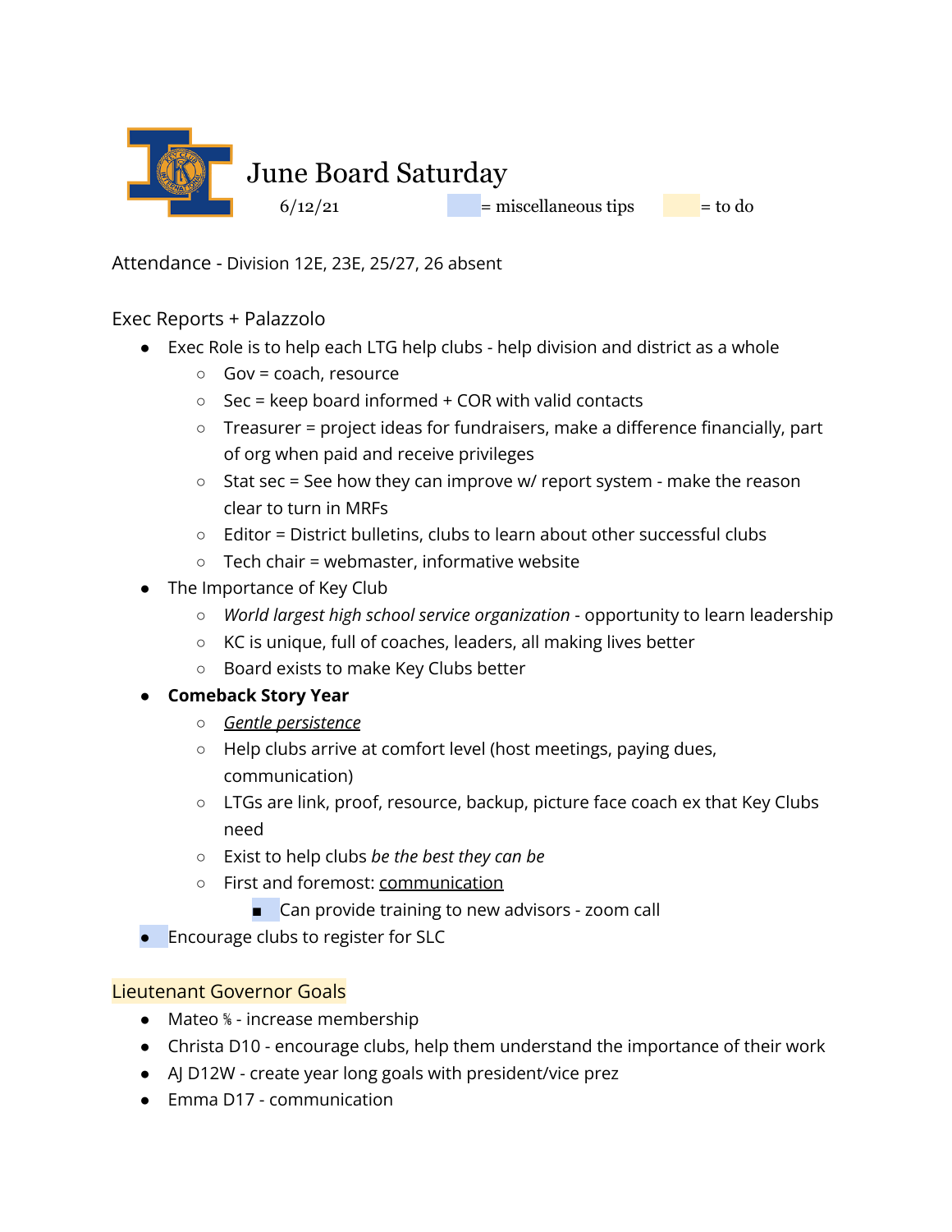# June Board Saturday

6/12/21 = miscellaneous tips = to do

Attendance - Division 12E, 23E, 25/27, 26 absent

## Exec Reports + Palazzolo

- Exec Role is to help each LTG help clubs - help division and district as a whole
  - Gov = coach, resource
  - Sec = keep board informed + COR with valid contacts
  - Treasurer = project ideas for fundraisers, make a difference financially, part of org when paid and receive privileges
  - Stat sec = See how they can improve w/ report system - make the reason clear to turn in MRFs
  - Editor = District bulletins, clubs to learn about other successful clubs
  - Tech chair = webmaster, informative website
- The Importance of Key Club
  - *World largest high school service organization* - opportunity to learn leadership
  - KC is unique, full of coaches, leaders, all making lives better
  - Board exists to make Key Clubs better
- **Comeback Story Year**
  - *Gentle persistence*
  - Help clubs arrive at comfort level (host meetings, paying dues, communication)
  - LTGs are link, proof, resource, backup, picture face coach ex that Key Clubs need
  - Exist to help clubs *be the best they can be*
  - First and foremost: communication
    - Can provide training to new advisors - zoom call
- Encourage clubs to register for SLC

## Lieutenant Governor Goals

- Mateo ⅝ - increase membership
- Christa D10 - encourage clubs, help them understand the importance of their work
- AJ D12W - create year long goals with president/vice prez
- Emma D17 - communication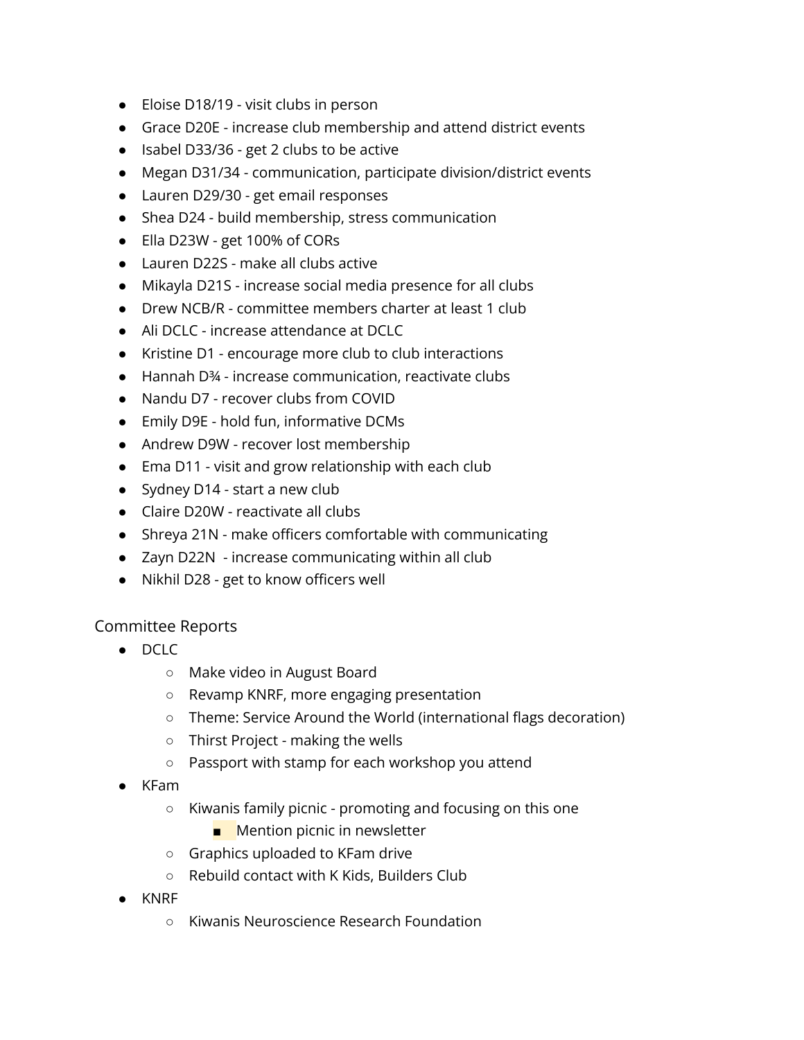- Eloise D18/19 - visit clubs in person
- Grace D20E - increase club membership and attend district events
- Isabel D33/36 - get 2 clubs to be active
- Megan D31/34 - communication, participate division/district events
- Lauren D29/30 - get email responses
- Shea D24 - build membership, stress communication
- Ella D23W - get 100% of CORs
- Lauren D22S - make all clubs active
- Mikayla D21S - increase social media presence for all clubs
- Drew NCB/R - committee members charter at least 1 club
- Ali DCLC - increase attendance at DCLC
- Kristine D1 - encourage more club to club interactions
- Hannah D¾ - increase communication, reactivate clubs
- Nandu D7 - recover clubs from COVID
- Emily D9E - hold fun, informative DCMs
- Andrew D9W - recover lost membership
- Ema D11 - visit and grow relationship with each club
- Sydney D14 - start a new club
- Claire D20W - reactivate all clubs
- Shreya 21N - make officers comfortable with communicating
- Zayn D22N  - increase communicating within all club
- Nikhil D28 - get to know officers well

Committee Reports

- DCLC
  - Make video in August Board
  - Revamp KNRF, more engaging presentation
  - Theme: Service Around the World (international flags decoration)
  - Thirst Project - making the wells
  - Passport with stamp for each workshop you attend
- KFam
  - Kiwanis family picnic - promoting and focusing on this one
    - Mention picnic in newsletter
  - Graphics uploaded to KFam drive
  - Rebuild contact with K Kids, Builders Club
- KNRF
  - Kiwanis Neuroscience Research Foundation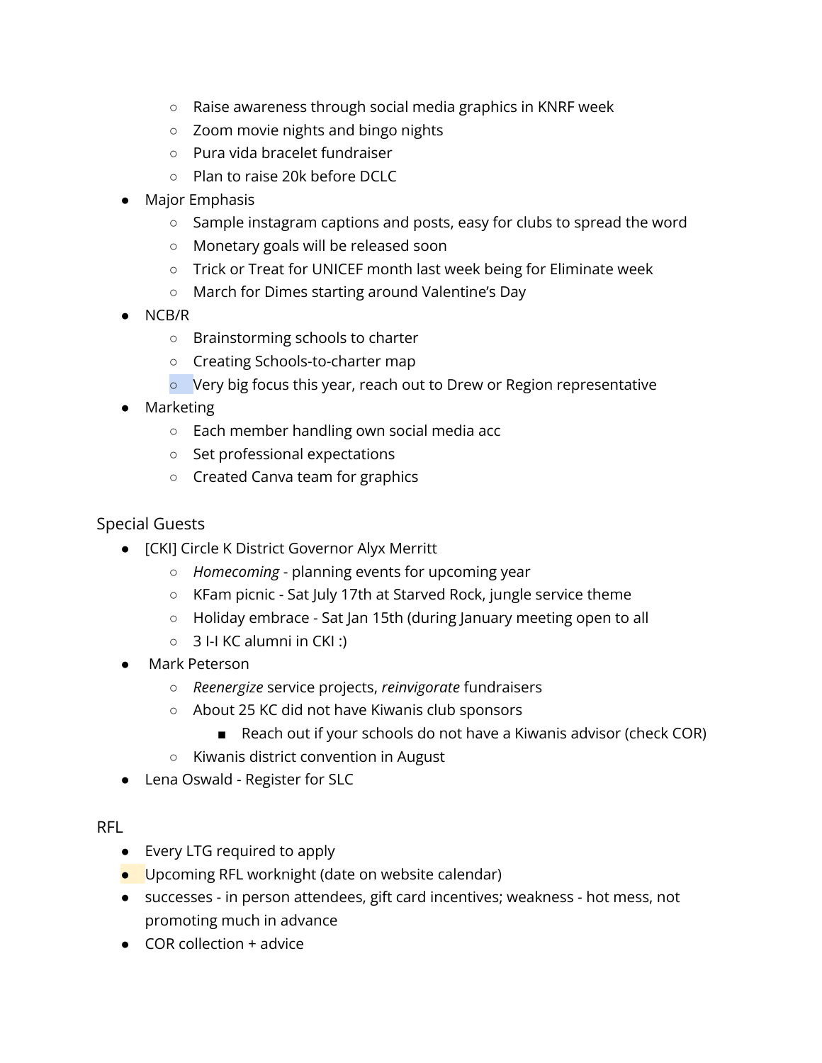- Raise awareness through social media graphics in KNRF week
    - Zoom movie nights and bingo nights
    - Pura vida bracelet fundraiser
    - Plan to raise 20k before DCLC
- Major Emphasis
    - Sample instagram captions and posts, easy for clubs to spread the word
    - Monetary goals will be released soon
    - Trick or Treat for UNICEF month last week being for Eliminate week
    - March for Dimes starting around Valentine's Day
- NCB/R
    - Brainstorming schools to charter
    - Creating Schools-to-charter map
    - Very big focus this year, reach out to Drew or Region representative
- Marketing
    - Each member handling own social media acc
    - Set professional expectations
    - Created Canva team for graphics

Special Guests

- [CKI] Circle K District Governor Alyx Merritt
    - *Homecoming* - planning events for upcoming year
    - KFam picnic - Sat July 17th at Starved Rock, jungle service theme
    - Holiday embrace - Sat Jan 15th (during January meeting open to all
    - 3 I-I KC alumni in CKI :)
- Mark Peterson
    - *Reenergize* service projects, *reinvigorate* fundraisers
    - About 25 KC did not have Kiwanis club sponsors
        - Reach out if your schools do not have a Kiwanis advisor (check COR)
    - Kiwanis district convention in August
- Lena Oswald - Register for SLC

RFL

- Every LTG required to apply
- Upcoming RFL worknight (date on website calendar)
- successes - in person attendees, gift card incentives; weakness - hot mess, not promoting much in advance
- COR collection + advice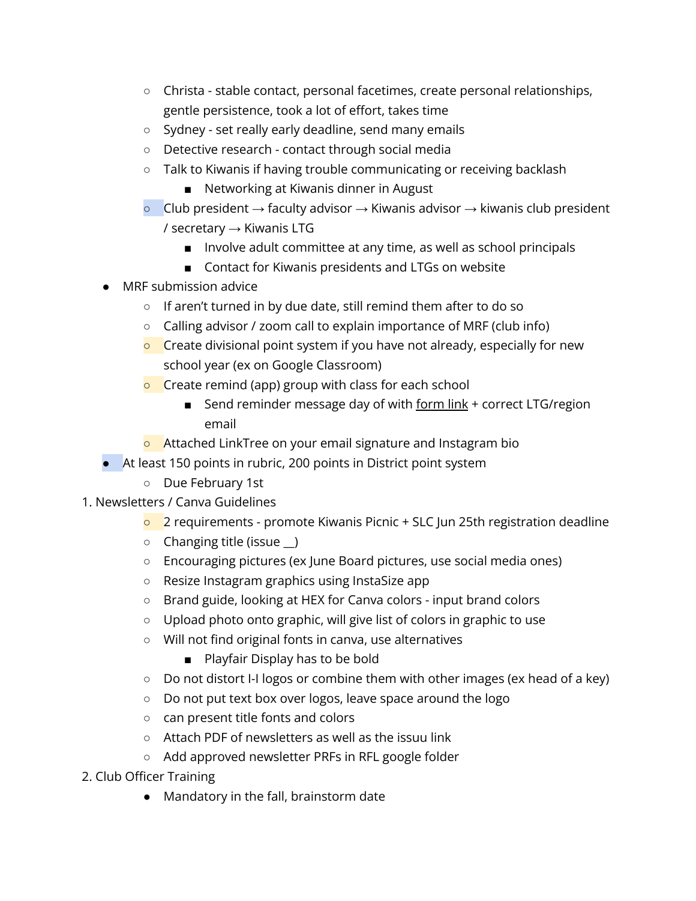- Christa - stable contact, personal facetimes, create personal relationships, gentle persistence, took a lot of effort, takes time
    - Sydney - set really early deadline, send many emails
    - Detective research - contact through social media
    - Talk to Kiwanis if having trouble communicating or receiving backlash
      - Networking at Kiwanis dinner in August
    - Club president → faculty advisor → Kiwanis advisor → kiwanis club president / secretary → Kiwanis LTG
      - Involve adult committee at any time, as well as school principals
      - Contact for Kiwanis presidents and LTGs on website
- MRF submission advice
  - If aren't turned in by due date, still remind them after to do so
  - Calling advisor / zoom call to explain importance of MRF (club info)
  - Create divisional point system if you have not already, especially for new school year (ex on Google Classroom)
  - Create remind (app) group with class for each school
    - Send reminder message day of with form link + correct LTG/region email
  - Attached LinkTree on your email signature and Instagram bio
- At least 150 points in rubric, 200 points in District point system
  - Due February 1st

1. Newsletters / Canva Guidelines
    - 2 requirements - promote Kiwanis Picnic + SLC Jun 25th registration deadline
    - Changing title (issue __)
    - Encouraging pictures (ex June Board pictures, use social media ones)
    - Resize Instagram graphics using InstaSize app
    - Brand guide, looking at HEX for Canva colors - input brand colors
    - Upload photo onto graphic, will give list of colors in graphic to use
    - Will not find original fonts in canva, use alternatives
      - Playfair Display has to be bold
    - Do not distort I-I logos or combine them with other images (ex head of a key)
    - Do not put text box over logos, leave space around the logo
    - can present title fonts and colors
    - Attach PDF of newsletters as well as the issuu link
    - Add approved newsletter PRFs in RFL google folder
2. Club Officer Training
    - Mandatory in the fall, brainstorm date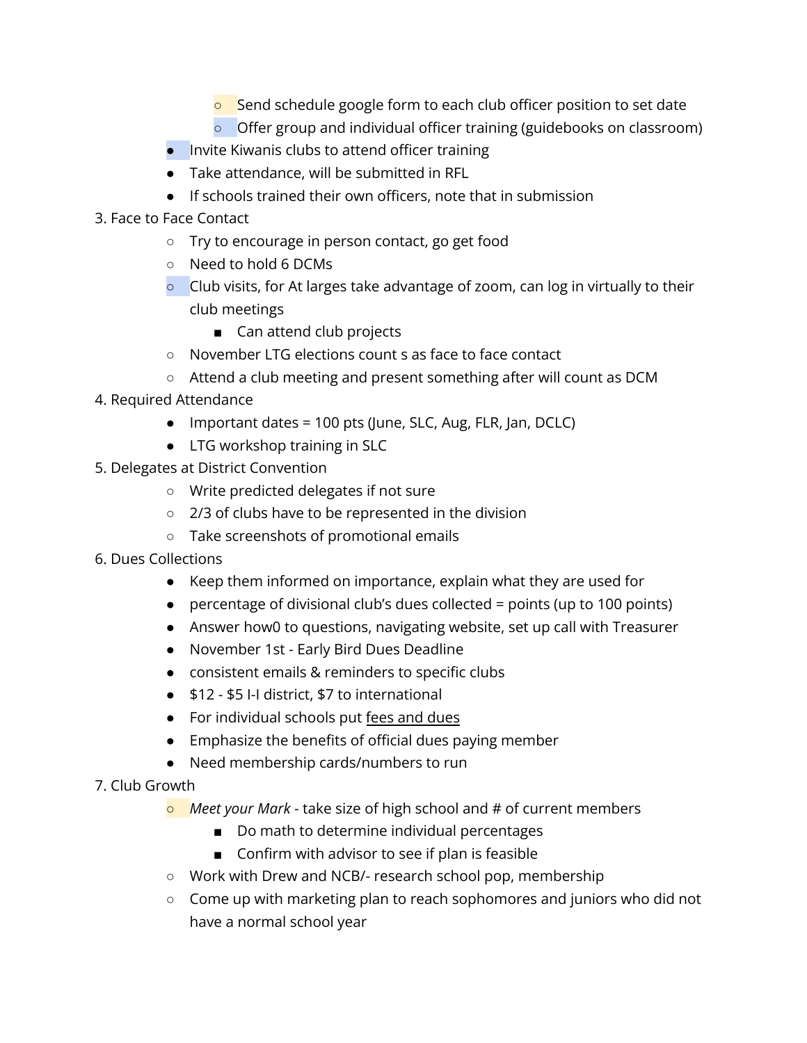- Send schedule google form to each club officer position to set date
    - Offer group and individual officer training (guidebooks on classroom)
  - Invite Kiwanis clubs to attend officer training
  - Take attendance, will be submitted in RFL
  - If schools trained their own officers, note that in submission

3. Face to Face Contact
   - Try to encourage in person contact, go get food
   - Need to hold 6 DCMs
   - Club visits, for At larges take advantage of zoom, can log in virtually to their club meetings
     - Can attend club projects
   - November LTG elections count s as face to face contact
   - Attend a club meeting and present something after will count as DCM
4. Required Attendance
   - Important dates = 100 pts (June, SLC, Aug, FLR, Jan, DCLC)
   - LTG workshop training in SLC
5. Delegates at District Convention
   - Write predicted delegates if not sure
   - 2/3 of clubs have to be represented in the division
   - Take screenshots of promotional emails
6. Dues Collections
   - Keep them informed on importance, explain what they are used for
   - percentage of divisional club's dues collected = points (up to 100 points)
   - Answer how0 to questions, navigating website, set up call with Treasurer
   - November 1st - Early Bird Dues Deadline
   - consistent emails & reminders to specific clubs
   - $12 - $5 I-I district, $7 to international
   - For individual schools put <u>fees and dues</u>
   - Emphasize the benefits of official dues paying member
   - Need membership cards/numbers to run
7. Club Growth
   - *Meet your Mark* - take size of high school and # of current members
     - Do math to determine individual percentages
     - Confirm with advisor to see if plan is feasible
   - Work with Drew and NCB/- research school pop, membership
   - Come up with marketing plan to reach sophomores and juniors who did not have a normal school year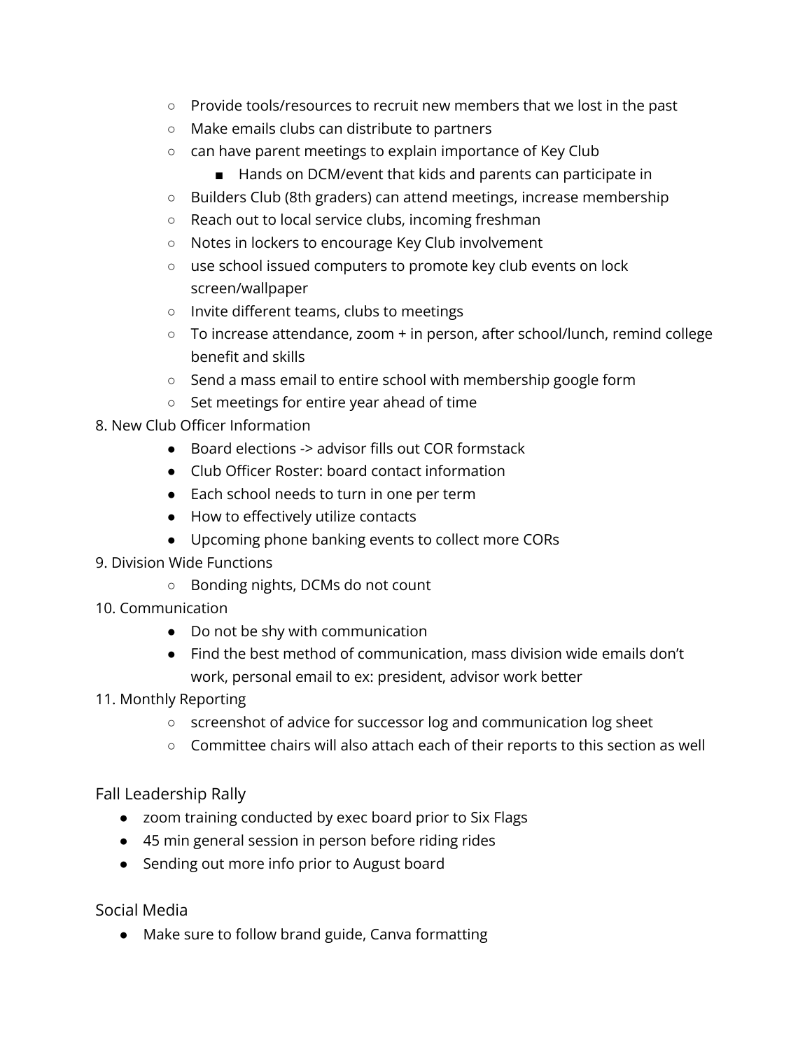- Provide tools/resources to recruit new members that we lost in the past
- Make emails clubs can distribute to partners
- can have parent meetings to explain importance of Key Club
    - Hands on DCM/event that kids and parents can participate in
- Builders Club (8th graders) can attend meetings, increase membership
- Reach out to local service clubs, incoming freshman
- Notes in lockers to encourage Key Club involvement
- use school issued computers to promote key club events on lock screen/wallpaper
- Invite different teams, clubs to meetings
- To increase attendance, zoom + in person, after school/lunch, remind college benefit and skills
- Send a mass email to entire school with membership google form
- Set meetings for entire year ahead of time

8. New Club Officer Information
    - Board elections -> advisor fills out COR formstack
    - Club Officer Roster: board contact information
    - Each school needs to turn in one per term
    - How to effectively utilize contacts
    - Upcoming phone banking events to collect more CORs
9. Division Wide Functions
    - Bonding nights, DCMs do not count
10. Communication
    - Do not be shy with communication
    - Find the best method of communication, mass division wide emails don't work, personal email to ex: president, advisor work better
11. Monthly Reporting
    - screenshot of advice for successor log and communication log sheet
    - Committee chairs will also attach each of their reports to this section as well

## Fall Leadership Rally

- zoom training conducted by exec board prior to Six Flags
- 45 min general session in person before riding rides
- Sending out more info prior to August board

## Social Media

- Make sure to follow brand guide, Canva formatting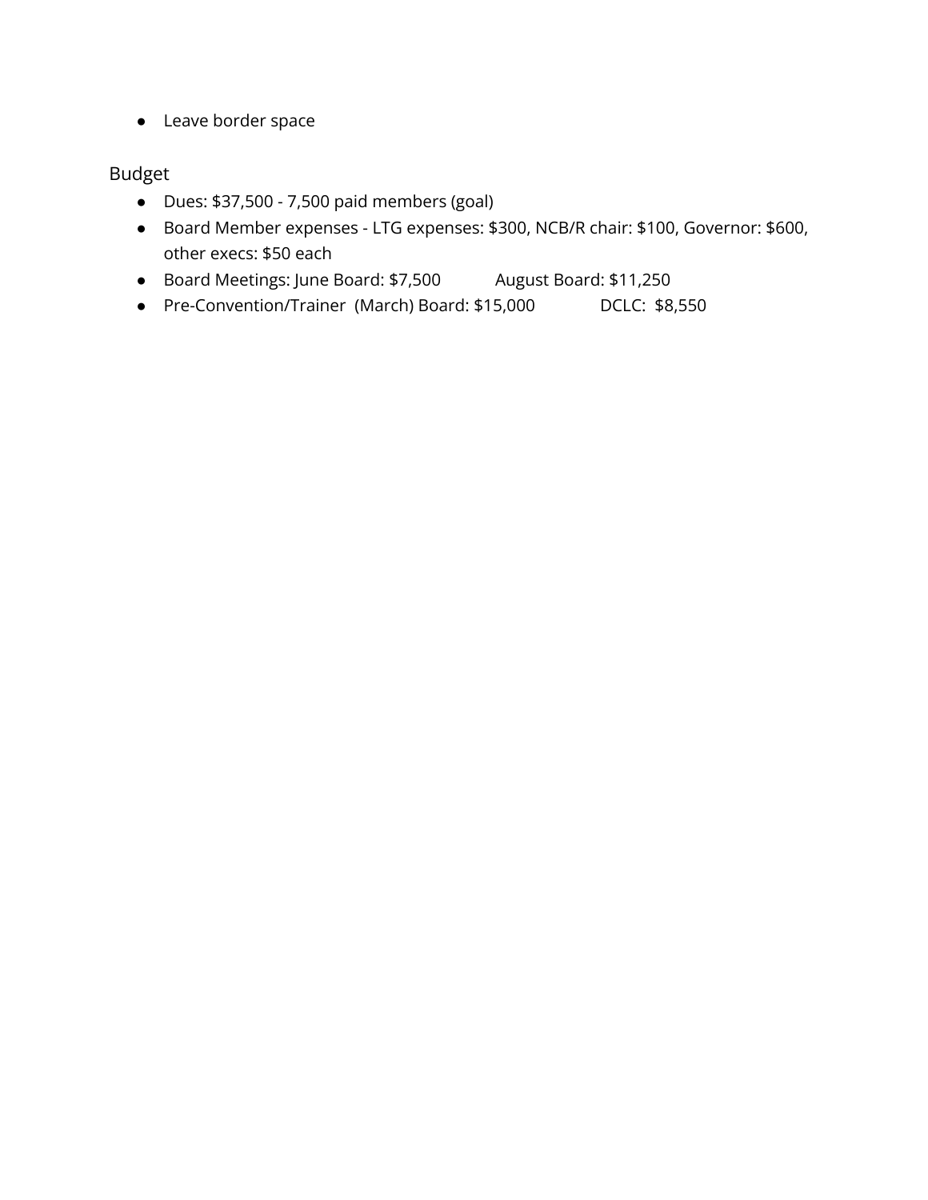- Leave border space

Budget

- Dues: $37,500 - 7,500 paid members (goal)
- Board Member expenses - LTG expenses: $300, NCB/R chair: $100, Governor: $600, other execs: $50 each
- Board Meetings: June Board: $7,500     August Board: $11,250
- Pre-Convention/Trainer (March) Board: $15,000     DCLC: $8,550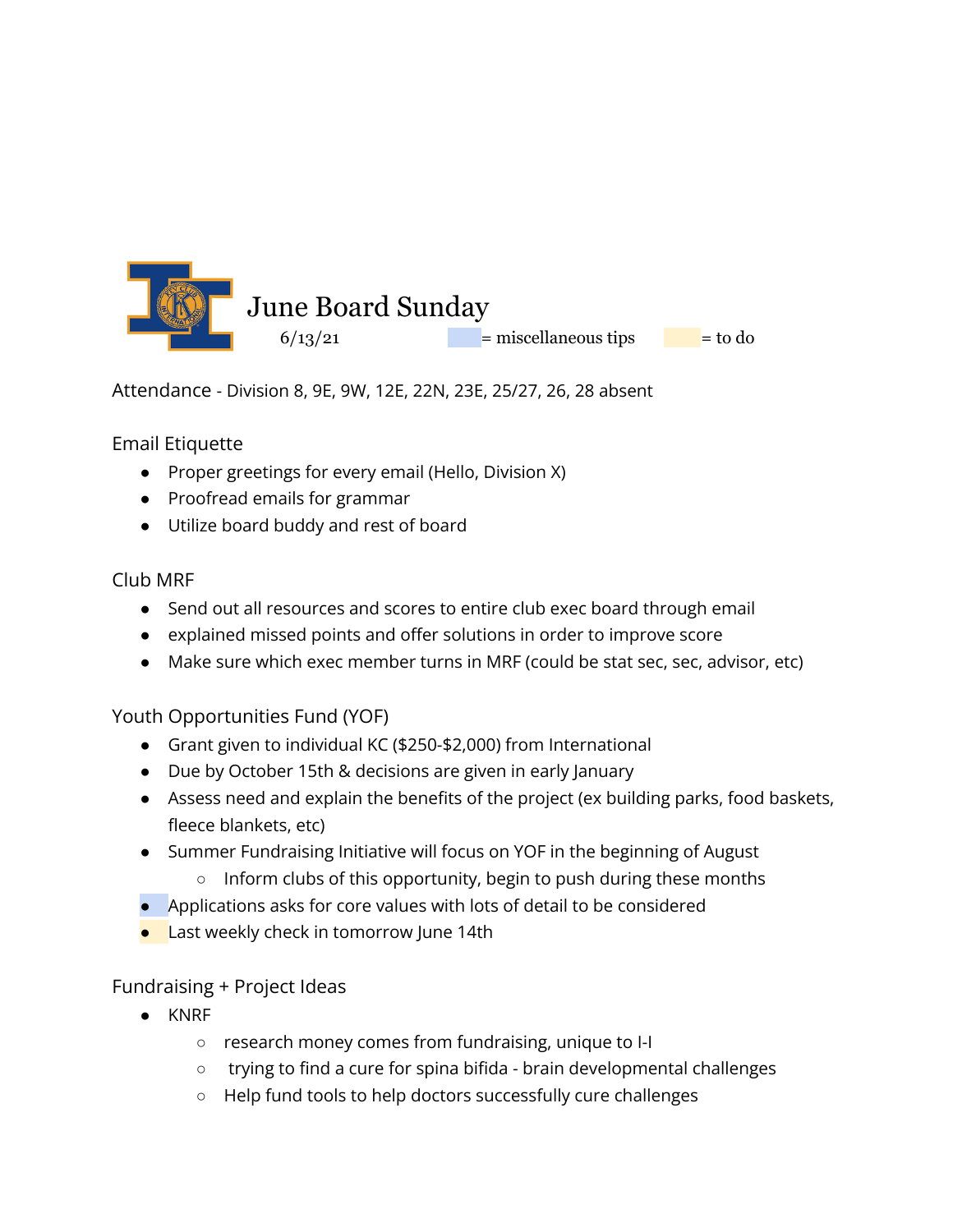# June Board Sunday

6/13/21 = miscellaneous tips = to do

Attendance - Division 8, 9E, 9W, 12E, 22N, 23E, 25/27, 26, 28 absent

## Email Etiquette

- Proper greetings for every email (Hello, Division X)
- Proofread emails for grammar
- Utilize board buddy and rest of board

## Club MRF

- Send out all resources and scores to entire club exec board through email
- explained missed points and offer solutions in order to improve score
- Make sure which exec member turns in MRF (could be stat sec, sec, advisor, etc)

## Youth Opportunities Fund (YOF)

- Grant given to individual KC ($250-$2,000) from International
- Due by October 15th & decisions are given in early January
- Assess need and explain the benefits of the project (ex building parks, food baskets, fleece blankets, etc)
- Summer Fundraising Initiative will focus on YOF in the beginning of August
  - Inform clubs of this opportunity, begin to push during these months
- Applications asks for core values with lots of detail to be considered
- Last weekly check in tomorrow June 14th

## Fundraising + Project Ideas

- KNRF
  - research money comes from fundraising, unique to I-I
  - trying to find a cure for spina bifida - brain developmental challenges
  - Help fund tools to help doctors successfully cure challenges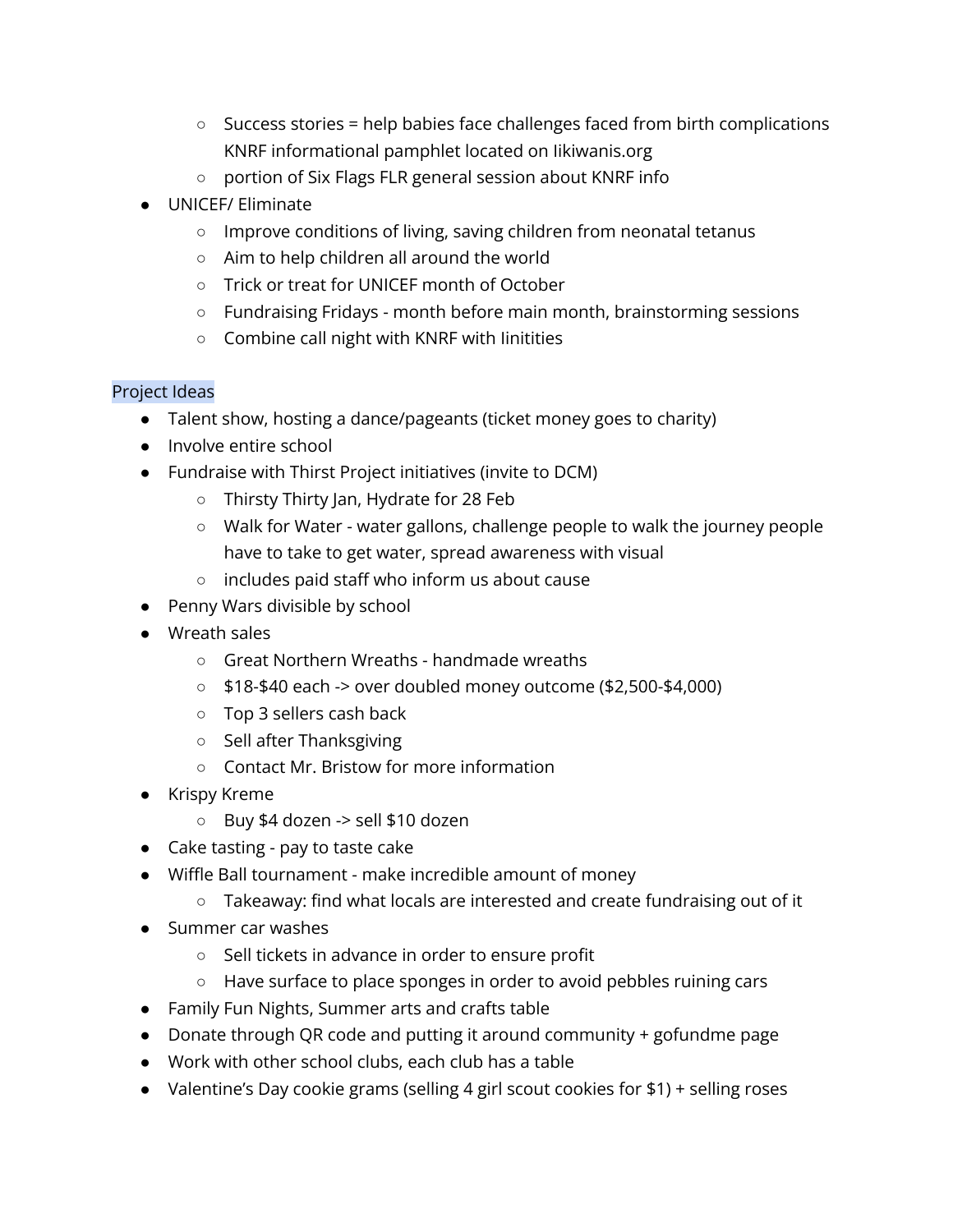- Success stories = help babies face challenges faced from birth complications KNRF informational pamphlet located on Iikiwanis.org
    - portion of Six Flags FLR general session about KNRF info
- UNICEF/ Eliminate
    - Improve conditions of living, saving children from neonatal tetanus
    - Aim to help children all around the world
    - Trick or treat for UNICEF month of October
    - Fundraising Fridays - month before main month, brainstorming sessions
    - Combine call night with KNRF with Iinitities

Project Ideas

- Talent show, hosting a dance/pageants (ticket money goes to charity)
- Involve entire school
- Fundraise with Thirst Project initiatives (invite to DCM)
    - Thirsty Thirty Jan, Hydrate for 28 Feb
    - Walk for Water - water gallons, challenge people to walk the journey people have to take to get water, spread awareness with visual
    - includes paid staff who inform us about cause
- Penny Wars divisible by school
- Wreath sales
    - Great Northern Wreaths - handmade wreaths
    - $18-$40 each -> over doubled money outcome ($2,500-$4,000)
    - Top 3 sellers cash back
    - Sell after Thanksgiving
    - Contact Mr. Bristow for more information
- Krispy Kreme
    - Buy $4 dozen -> sell $10 dozen
- Cake tasting - pay to taste cake
- Wiffle Ball tournament - make incredible amount of money
    - Takeaway: find what locals are interested and create fundraising out of it
- Summer car washes
    - Sell tickets in advance in order to ensure profit
    - Have surface to place sponges in order to avoid pebbles ruining cars
- Family Fun Nights, Summer arts and crafts table
- Donate through QR code and putting it around community + gofundme page
- Work with other school clubs, each club has a table
- Valentine's Day cookie grams (selling 4 girl scout cookies for $1) + selling roses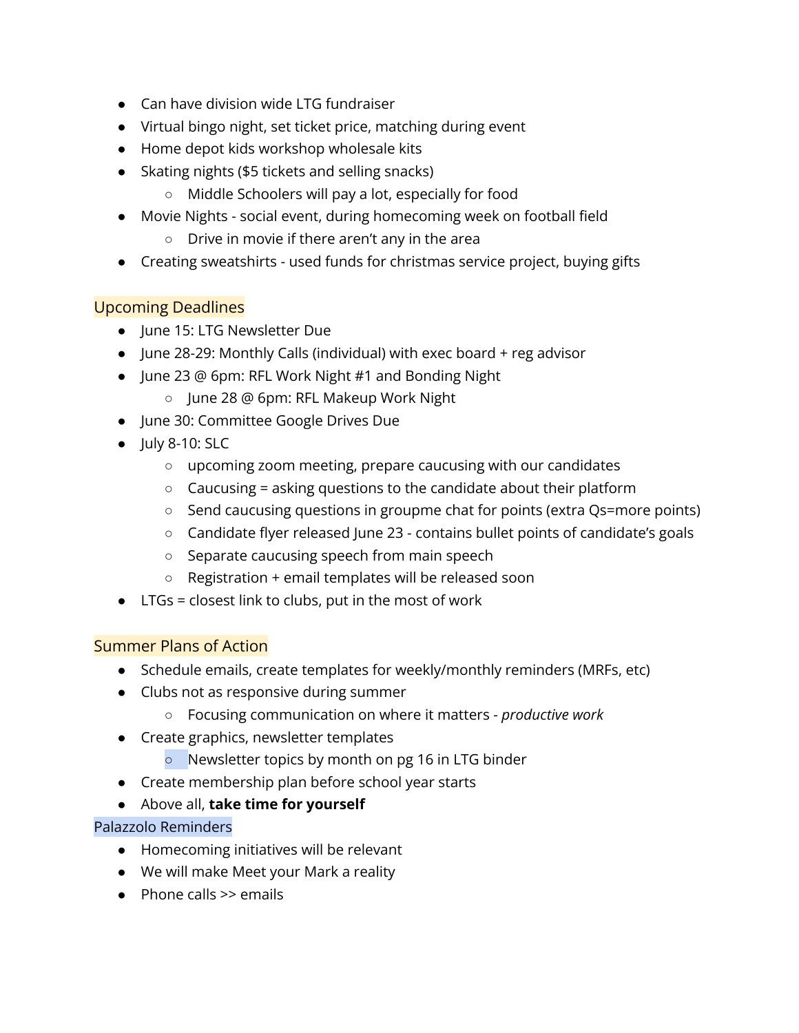- Can have division wide LTG fundraiser
- Virtual bingo night, set ticket price, matching during event
- Home depot kids workshop wholesale kits
- Skating nights ($5 tickets and selling snacks)
    - Middle Schoolers will pay a lot, especially for food
- Movie Nights - social event, during homecoming week on football field
    - Drive in movie if there aren't any in the area
- Creating sweatshirts - used funds for christmas service project, buying gifts

## Upcoming Deadlines

- June 15: LTG Newsletter Due
- June 28-29: Monthly Calls (individual) with exec board + reg advisor
- June 23 @ 6pm: RFL Work Night #1 and Bonding Night
    - June 28 @ 6pm: RFL Makeup Work Night
- June 30: Committee Google Drives Due
- July 8-10: SLC
    - upcoming zoom meeting, prepare caucusing with our candidates
    - Caucusing = asking questions to the candidate about their platform
    - Send caucusing questions in groupme chat for points (extra Qs=more points)
    - Candidate flyer released June 23 - contains bullet points of candidate's goals
    - Separate caucusing speech from main speech
    - Registration + email templates will be released soon
- LTGs = closest link to clubs, put in the most of work

## Summer Plans of Action

- Schedule emails, create templates for weekly/monthly reminders (MRFs, etc)
- Clubs not as responsive during summer
    - Focusing communication on where it matters - *productive work*
- Create graphics, newsletter templates
    - Newsletter topics by month on pg 16 in LTG binder
- Create membership plan before school year starts
- Above all, **take time for yourself**

## Palazzolo Reminders

- Homecoming initiatives will be relevant
- We will make Meet your Mark a reality
- Phone calls >> emails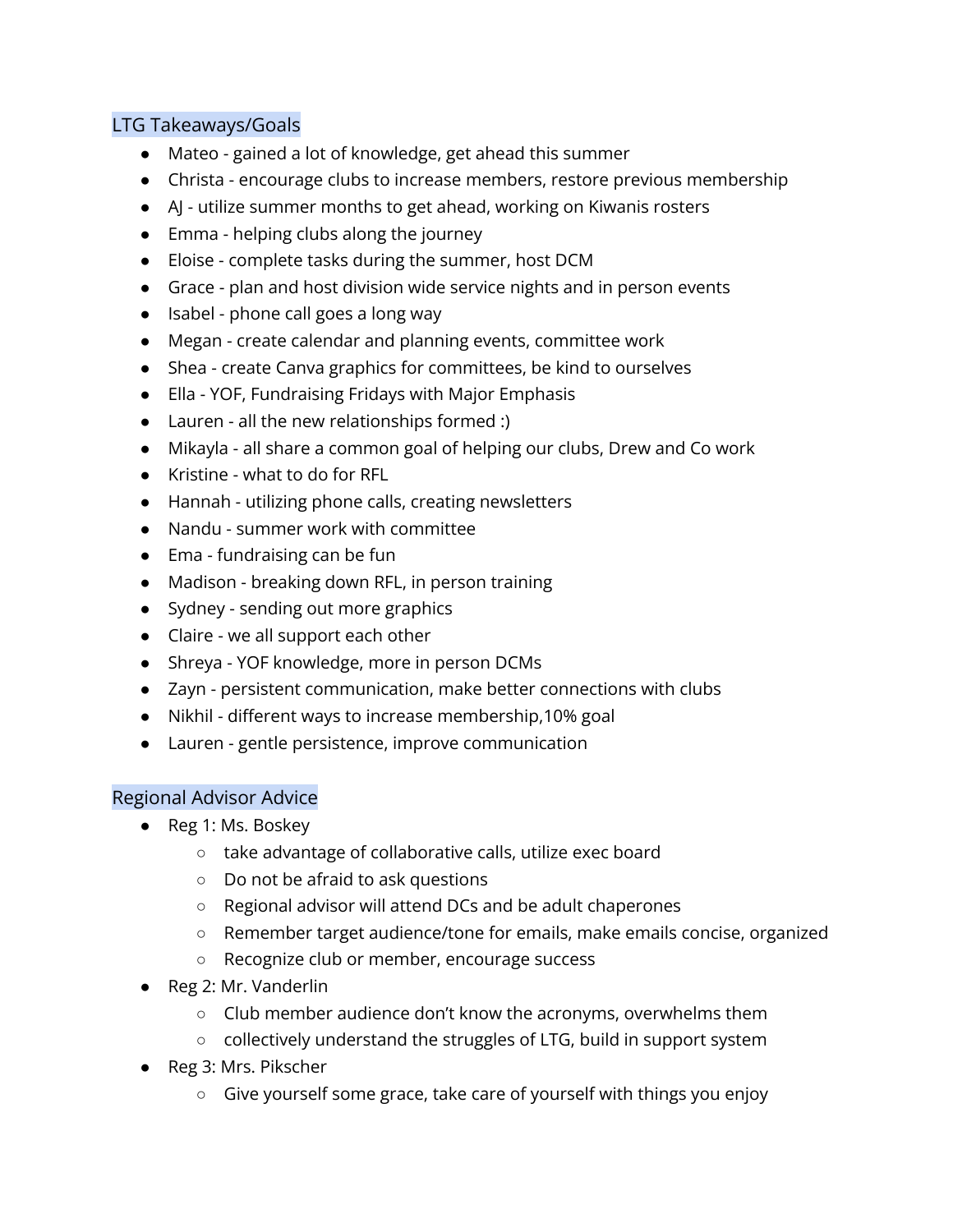## LTG Takeaways/Goals

- Mateo - gained a lot of knowledge, get ahead this summer
- Christa - encourage clubs to increase members, restore previous membership
- AJ - utilize summer months to get ahead, working on Kiwanis rosters
- Emma - helping clubs along the journey
- Eloise - complete tasks during the summer, host DCM
- Grace - plan and host division wide service nights and in person events
- Isabel - phone call goes a long way
- Megan - create calendar and planning events, committee work
- Shea - create Canva graphics for committees, be kind to ourselves
- Ella - YOF, Fundraising Fridays with Major Emphasis
- Lauren - all the new relationships formed :)
- Mikayla - all share a common goal of helping our clubs, Drew and Co work
- Kristine - what to do for RFL
- Hannah - utilizing phone calls, creating newsletters
- Nandu - summer work with committee
- Ema - fundraising can be fun
- Madison - breaking down RFL, in person training
- Sydney - sending out more graphics
- Claire - we all support each other
- Shreya - YOF knowledge, more in person DCMs
- Zayn - persistent communication, make better connections with clubs
- Nikhil - different ways to increase membership,10% goal
- Lauren - gentle persistence, improve communication

## Regional Advisor Advice

- Reg 1: Ms. Boskey
  - take advantage of collaborative calls, utilize exec board
  - Do not be afraid to ask questions
  - Regional advisor will attend DCs and be adult chaperones
  - Remember target audience/tone for emails, make emails concise, organized
  - Recognize club or member, encourage success
- Reg 2: Mr. Vanderlin
  - Club member audience don't know the acronyms, overwhelms them
  - collectively understand the struggles of LTG, build in support system
- Reg 3: Mrs. Pikscher
  - Give yourself some grace, take care of yourself with things you enjoy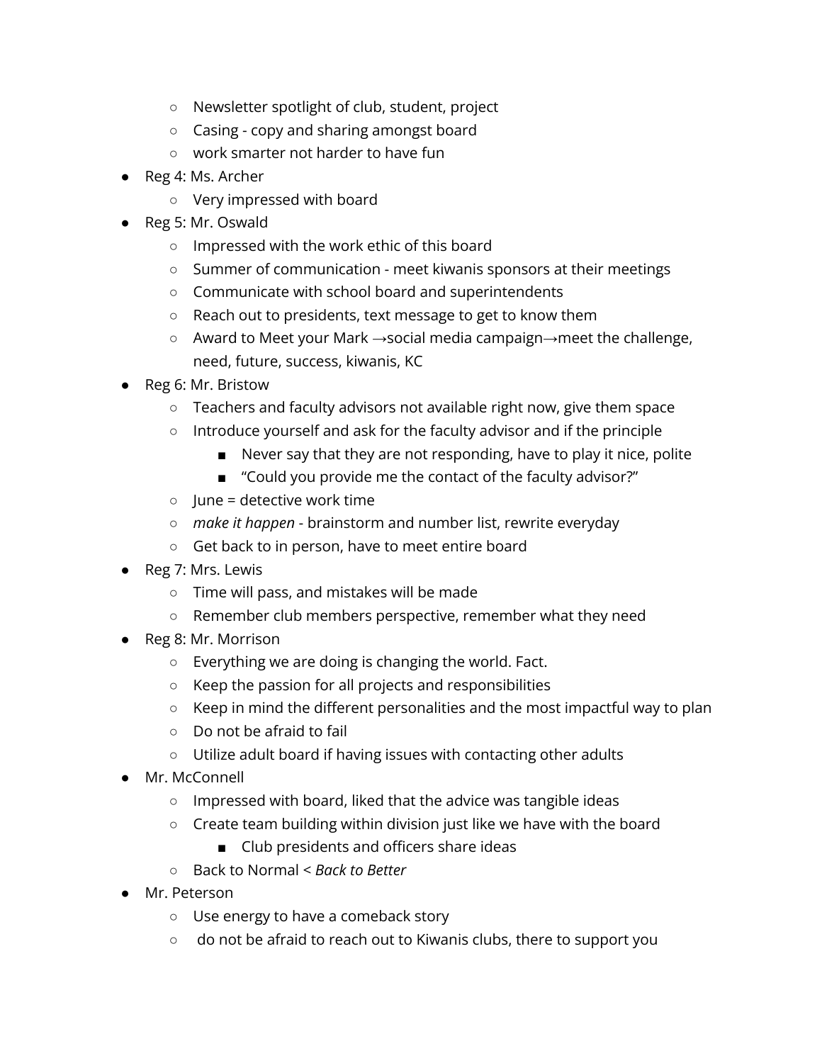- Newsletter spotlight of club, student, project
    - Casing - copy and sharing amongst board
    - work smarter not harder to have fun
- Reg 4: Ms. Archer
    - Very impressed with board
- Reg 5: Mr. Oswald
    - Impressed with the work ethic of this board
    - Summer of communication - meet kiwanis sponsors at their meetings
    - Communicate with school board and superintendents
    - Reach out to presidents, text message to get to know them
    - Award to Meet your Mark →social media campaign→meet the challenge, need, future, success, kiwanis, KC
- Reg 6: Mr. Bristow
    - Teachers and faculty advisors not available right now, give them space
    - Introduce yourself and ask for the faculty advisor and if the principle
        - Never say that they are not responding, have to play it nice, polite
        - "Could you provide me the contact of the faculty advisor?"
    - June = detective work time
    - *make it happen* - brainstorm and number list, rewrite everyday
    - Get back to in person, have to meet entire board
- Reg 7: Mrs. Lewis
    - Time will pass, and mistakes will be made
    - Remember club members perspective, remember what they need
- Reg 8: Mr. Morrison
    - Everything we are doing is changing the world. Fact.
    - Keep the passion for all projects and responsibilities
    - Keep in mind the different personalities and the most impactful way to plan
    - Do not be afraid to fail
    - Utilize adult board if having issues with contacting other adults
- Mr. McConnell
    - Impressed with board, liked that the advice was tangible ideas
    - Create team building within division just like we have with the board
        - Club presidents and officers share ideas
    - Back to Normal < *Back to Better*
- Mr. Peterson
    - Use energy to have a comeback story
    - do not be afraid to reach out to Kiwanis clubs, there to support you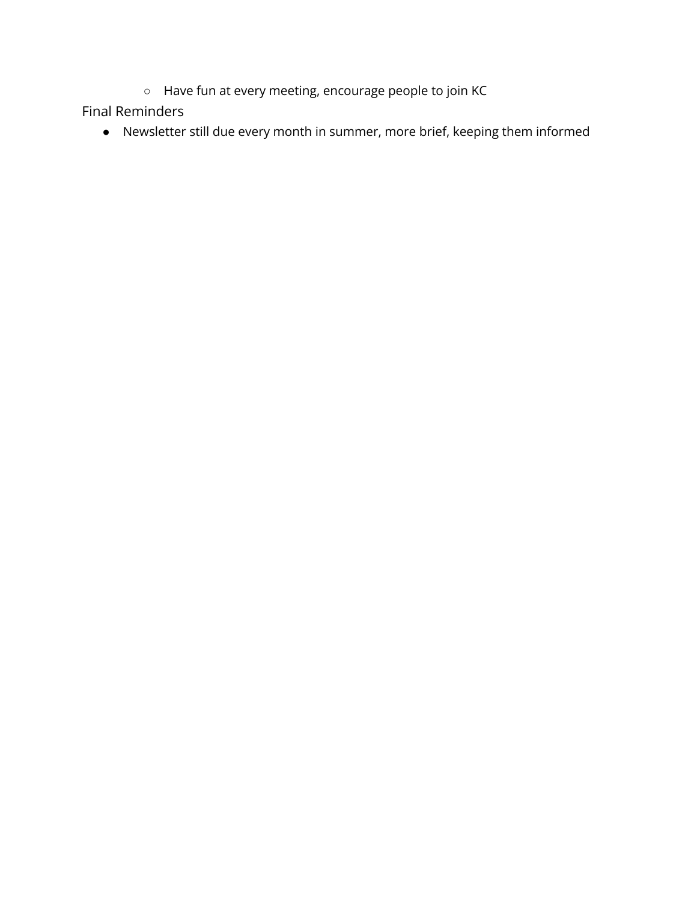- Have fun at every meeting, encourage people to join KC

Final Reminders

- Newsletter still due every month in summer, more brief, keeping them informed